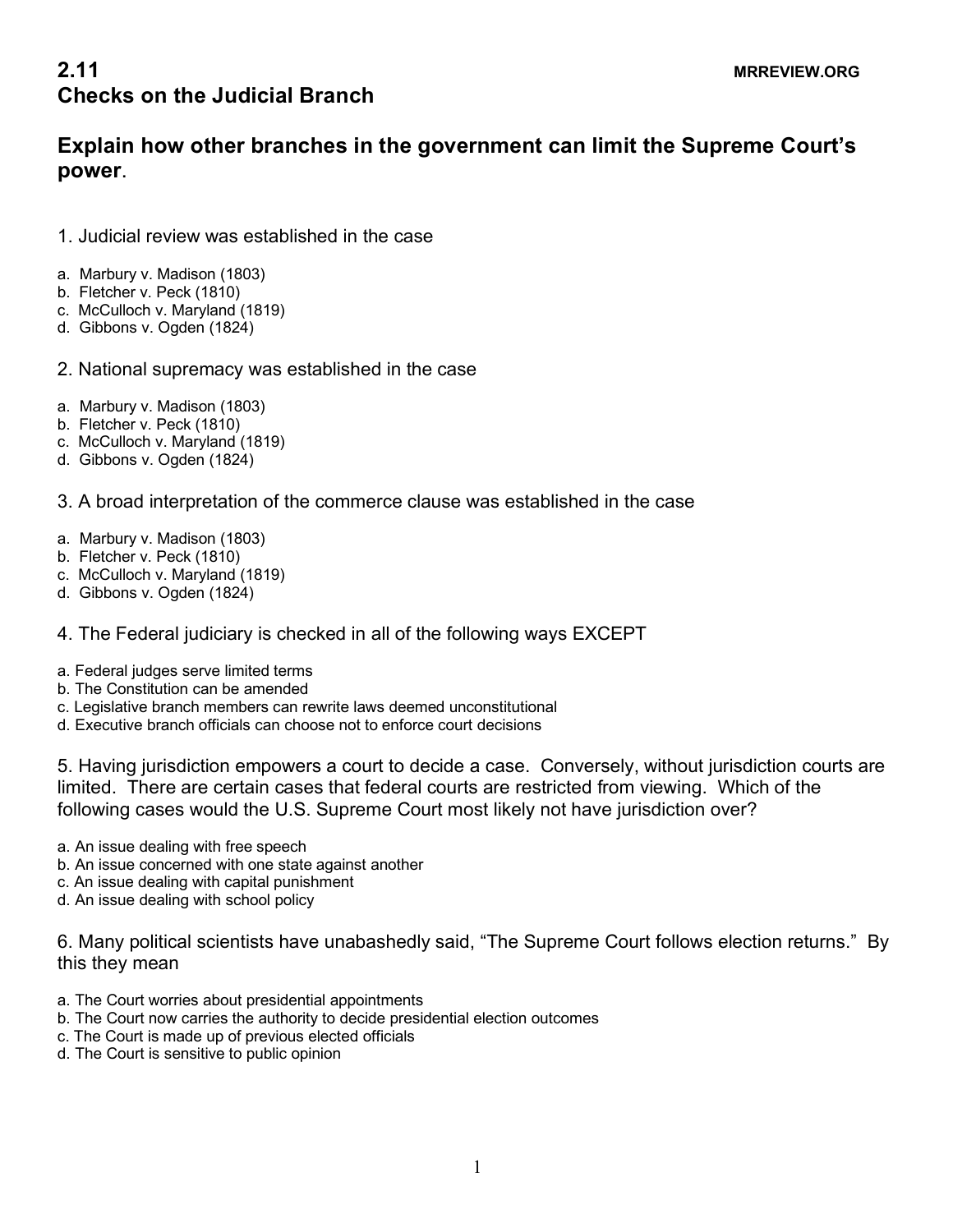# 2.11 Checks on the Judicial Branch

MRREVIEW.ORG

## Explain how other branches in the government can limit the Supreme Court's power.

1. Judicial review was established in the case

a. Marbury v. Madison (1803)
b. Fletcher v. Peck (1810)
c. McCulloch v. Maryland (1819)
d. Gibbons v. Ogden (1824)

2. National supremacy was established in the case

a. Marbury v. Madison (1803)
b. Fletcher v. Peck (1810)
c. McCulloch v. Maryland (1819)
d. Gibbons v. Ogden (1824)

3. A broad interpretation of the commerce clause was established in the case

a. Marbury v. Madison (1803)
b. Fletcher v. Peck (1810)
c. McCulloch v. Maryland (1819)
d. Gibbons v. Ogden (1824)

4. The Federal judiciary is checked in all of the following ways EXCEPT

a. Federal judges serve limited terms
b. The Constitution can be amended
c. Legislative branch members can rewrite laws deemed unconstitutional
d. Executive branch officials can choose not to enforce court decisions

5. Having jurisdiction empowers a court to decide a case. Conversely, without jurisdiction courts are limited. There are certain cases that federal courts are restricted from viewing. Which of the following cases would the U.S. Supreme Court most likely not have jurisdiction over?

a. An issue dealing with free speech
b. An issue concerned with one state against another
c. An issue dealing with capital punishment
d. An issue dealing with school policy

6. Many political scientists have unabashedly said, "The Supreme Court follows election returns." By this they mean

a. The Court worries about presidential appointments
b. The Court now carries the authority to decide presidential election outcomes
c. The Court is made up of previous elected officials
d. The Court is sensitive to public opinion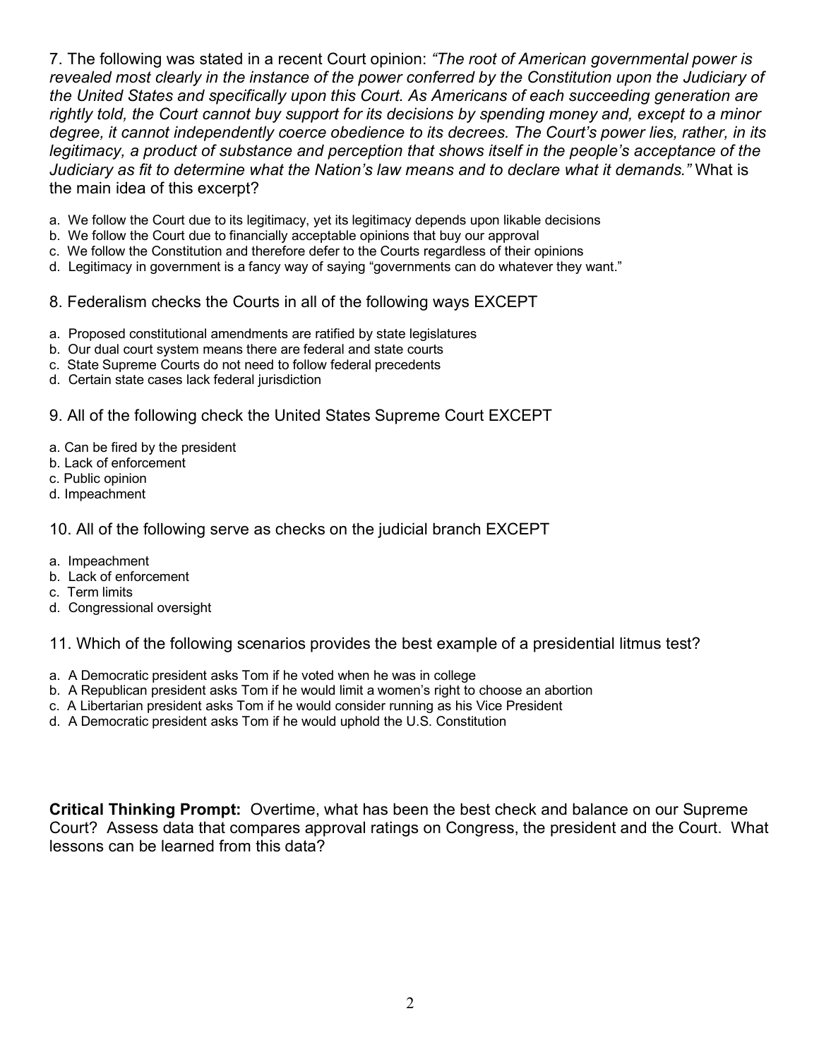7. The following was stated in a recent Court opinion: *"The root of American governmental power is revealed most clearly in the instance of the power conferred by the Constitution upon the Judiciary of the United States and specifically upon this Court. As Americans of each succeeding generation are rightly told, the Court cannot buy support for its decisions by spending money and, except to a minor degree, it cannot independently coerce obedience to its decrees. The Court's power lies, rather, in its legitimacy, a product of substance and perception that shows itself in the people's acceptance of the Judiciary as fit to determine what the Nation's law means and to declare what it demands."* What is the main idea of this excerpt?

a. We follow the Court due to its legitimacy, yet its legitimacy depends upon likable decisions
b. We follow the Court due to financially acceptable opinions that buy our approval
c. We follow the Constitution and therefore defer to the Courts regardless of their opinions
d. Legitimacy in government is a fancy way of saying "governments can do whatever they want."

8. Federalism checks the Courts in all of the following ways EXCEPT

a. Proposed constitutional amendments are ratified by state legislatures
b. Our dual court system means there are federal and state courts
c. State Supreme Courts do not need to follow federal precedents
d. Certain state cases lack federal jurisdiction

9. All of the following check the United States Supreme Court EXCEPT

a. Can be fired by the president
b. Lack of enforcement
c. Public opinion
d. Impeachment

10. All of the following serve as checks on the judicial branch EXCEPT

a. Impeachment
b. Lack of enforcement
c. Term limits
d. Congressional oversight

11. Which of the following scenarios provides the best example of a presidential litmus test?

a. A Democratic president asks Tom if he voted when he was in college
b. A Republican president asks Tom if he would limit a women's right to choose an abortion
c. A Libertarian president asks Tom if he would consider running as his Vice President
d. A Democratic president asks Tom if he would uphold the U.S. Constitution

**Critical Thinking Prompt:** Overtime, what has been the best check and balance on our Supreme Court? Assess data that compares approval ratings on Congress, the president and the Court. What lessons can be learned from this data?